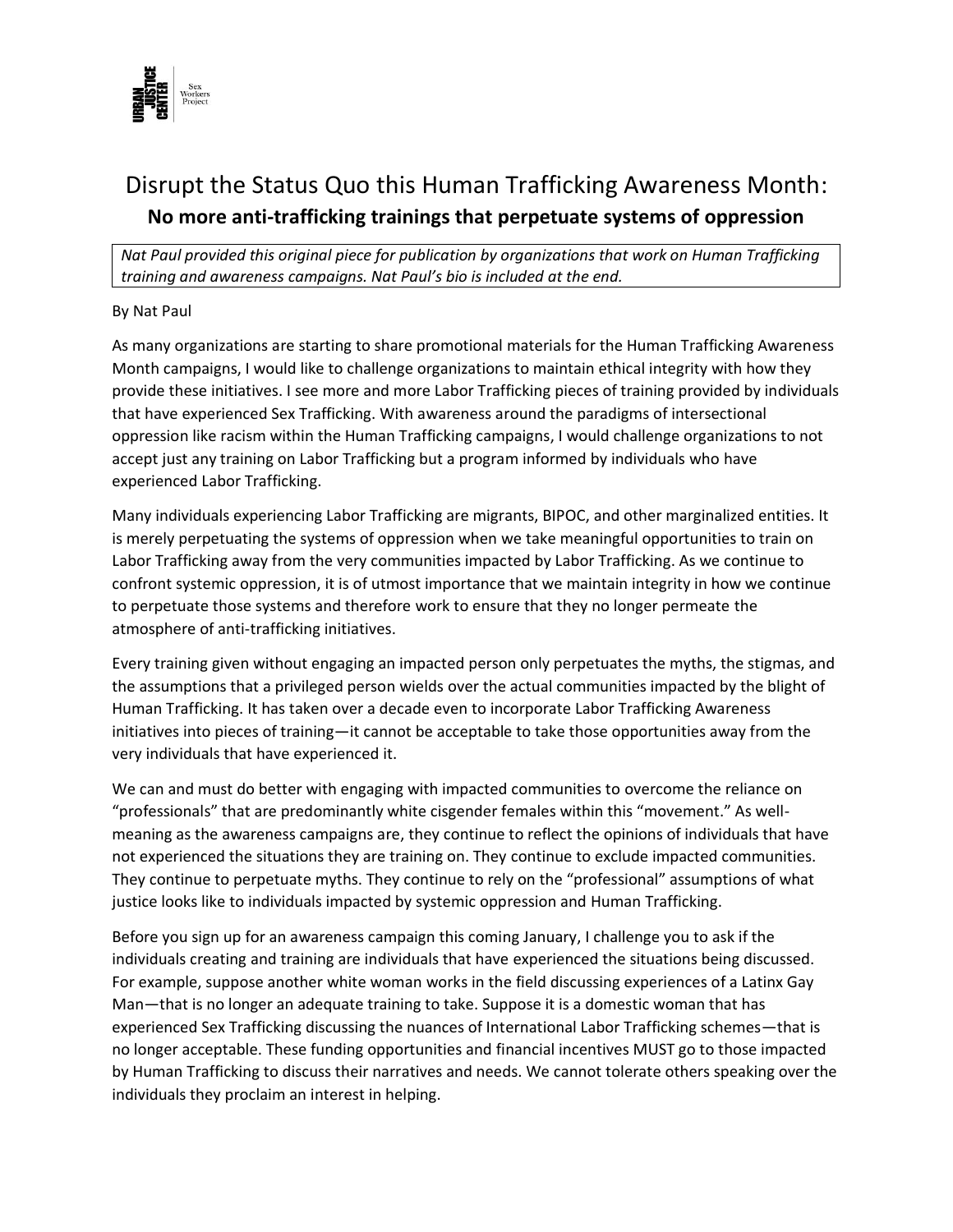# Disrupt the Status Quo this Human Trafficking Awareness Month:
## **No more anti-trafficking trainings that perpetuate systems of oppression**

*Nat Paul provided this original piece for publication by organizations that work on Human Trafficking training and awareness campaigns. Nat Paul's bio is included at the end.*

By Nat Paul

As many organizations are starting to share promotional materials for the Human Trafficking Awareness Month campaigns, I would like to challenge organizations to maintain ethical integrity with how they provide these initiatives. I see more and more Labor Trafficking pieces of training provided by individuals that have experienced Sex Trafficking. With awareness around the paradigms of intersectional oppression like racism within the Human Trafficking campaigns, I would challenge organizations to not accept just any training on Labor Trafficking but a program informed by individuals who have experienced Labor Trafficking.

Many individuals experiencing Labor Trafficking are migrants, BIPOC, and other marginalized entities. It is merely perpetuating the systems of oppression when we take meaningful opportunities to train on Labor Trafficking away from the very communities impacted by Labor Trafficking. As we continue to confront systemic oppression, it is of utmost importance that we maintain integrity in how we continue to perpetuate those systems and therefore work to ensure that they no longer permeate the atmosphere of anti-trafficking initiatives.

Every training given without engaging an impacted person only perpetuates the myths, the stigmas, and the assumptions that a privileged person wields over the actual communities impacted by the blight of Human Trafficking. It has taken over a decade even to incorporate Labor Trafficking Awareness initiatives into pieces of training—it cannot be acceptable to take those opportunities away from the very individuals that have experienced it.

We can and must do better with engaging with impacted communities to overcome the reliance on "professionals" that are predominantly white cisgender females within this "movement." As well-meaning as the awareness campaigns are, they continue to reflect the opinions of individuals that have not experienced the situations they are training on. They continue to exclude impacted communities. They continue to perpetuate myths. They continue to rely on the "professional" assumptions of what justice looks like to individuals impacted by systemic oppression and Human Trafficking.

Before you sign up for an awareness campaign this coming January, I challenge you to ask if the individuals creating and training are individuals that have experienced the situations being discussed. For example, suppose another white woman works in the field discussing experiences of a Latinx Gay Man—that is no longer an adequate training to take. Suppose it is a domestic woman that has experienced Sex Trafficking discussing the nuances of International Labor Trafficking schemes—that is no longer acceptable. These funding opportunities and financial incentives MUST go to those impacted by Human Trafficking to discuss their narratives and needs. We cannot tolerate others speaking over the individuals they proclaim an interest in helping.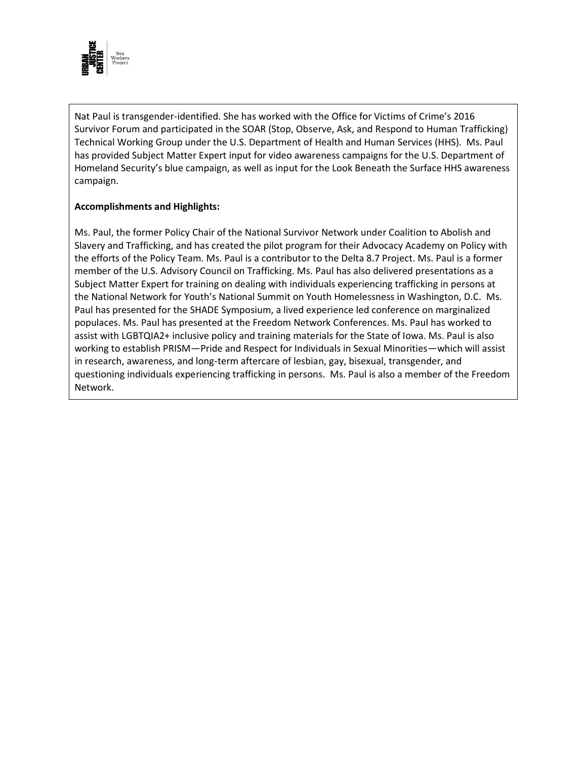Nat Paul is transgender-identified. She has worked with the Office for Victims of Crime's 2016 Survivor Forum and participated in the SOAR (Stop, Observe, Ask, and Respond to Human Trafficking) Technical Working Group under the U.S. Department of Health and Human Services (HHS). Ms. Paul has provided Subject Matter Expert input for video awareness campaigns for the U.S. Department of Homeland Security's blue campaign, as well as input for the Look Beneath the Surface HHS awareness campaign.

**Accomplishments and Highlights:**

Ms. Paul, the former Policy Chair of the National Survivor Network under Coalition to Abolish and Slavery and Trafficking, and has created the pilot program for their Advocacy Academy on Policy with the efforts of the Policy Team. Ms. Paul is a contributor to the Delta 8.7 Project. Ms. Paul is a former member of the U.S. Advisory Council on Trafficking. Ms. Paul has also delivered presentations as a Subject Matter Expert for training on dealing with individuals experiencing trafficking in persons at the National Network for Youth's National Summit on Youth Homelessness in Washington, D.C. Ms. Paul has presented for the SHADE Symposium, a lived experience led conference on marginalized populaces. Ms. Paul has presented at the Freedom Network Conferences. Ms. Paul has worked to assist with LGBTQIA2+ inclusive policy and training materials for the State of Iowa. Ms. Paul is also working to establish PRISM—Pride and Respect for Individuals in Sexual Minorities—which will assist in research, awareness, and long-term aftercare of lesbian, gay, bisexual, transgender, and questioning individuals experiencing trafficking in persons. Ms. Paul is also a member of the Freedom Network.